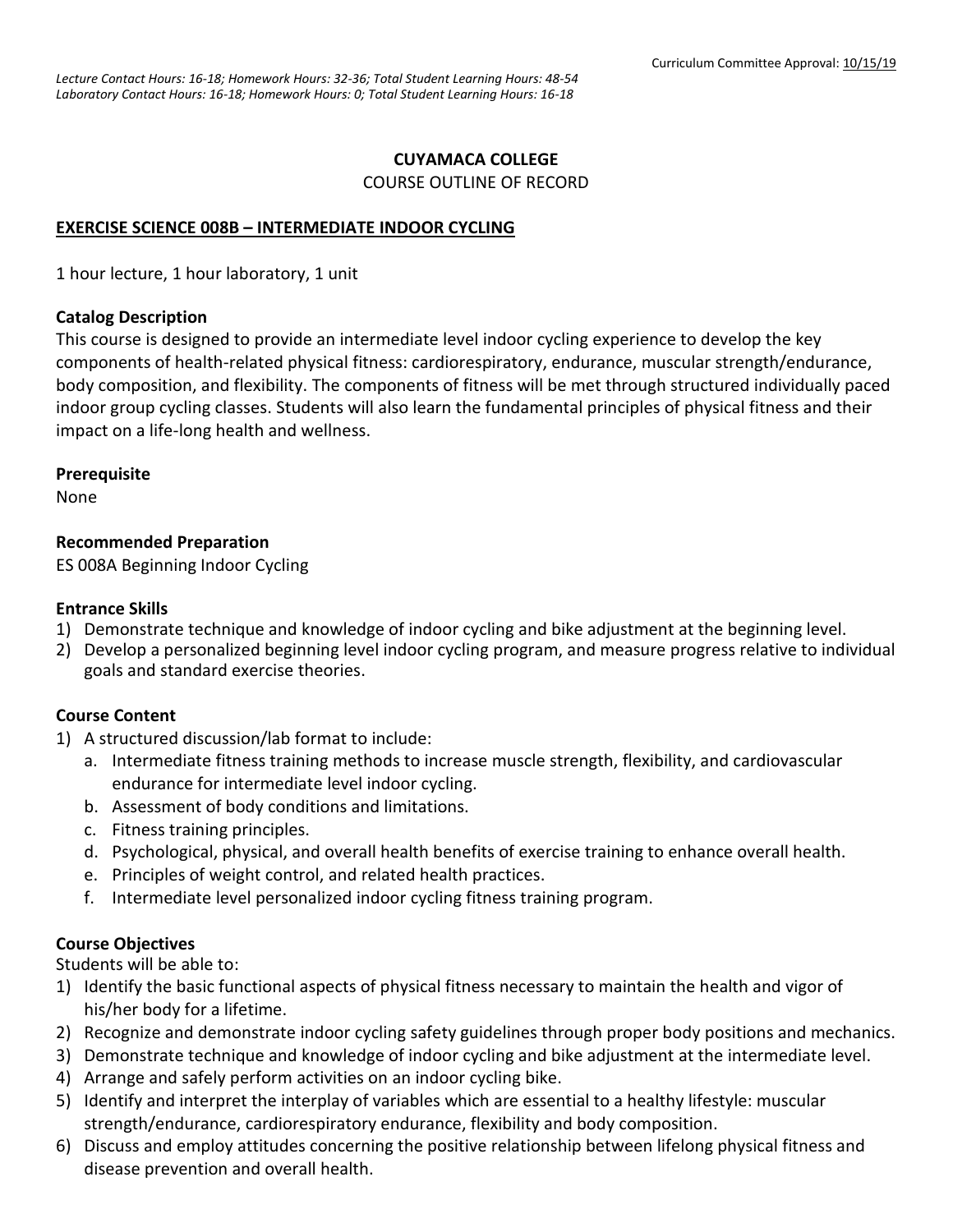*Lecture Contact Hours: 16-18; Homework Hours: 32-36; Total Student Learning Hours: 48-54*
*Laboratory Contact Hours: 16-18; Homework Hours: 0; Total Student Learning Hours: 16-18*

Curriculum Committee Approval: 10/15/19

**CUYAMACA COLLEGE**

COURSE OUTLINE OF RECORD

**EXERCISE SCIENCE 008B – INTERMEDIATE INDOOR CYCLING**

1 hour lecture, 1 hour laboratory, 1 unit

### Catalog Description

This course is designed to provide an intermediate level indoor cycling experience to develop the key components of health-related physical fitness: cardiorespiratory, endurance, muscular strength/endurance, body composition, and flexibility. The components of fitness will be met through structured individually paced indoor group cycling classes. Students will also learn the fundamental principles of physical fitness and their impact on a life-long health and wellness.

### Prerequisite

None

### Recommended Preparation

ES 008A Beginning Indoor Cycling

### Entrance Skills

1) Demonstrate technique and knowledge of indoor cycling and bike adjustment at the beginning level.
2) Develop a personalized beginning level indoor cycling program, and measure progress relative to individual goals and standard exercise theories.

### Course Content

1) A structured discussion/lab format to include:
   a. Intermediate fitness training methods to increase muscle strength, flexibility, and cardiovascular endurance for intermediate level indoor cycling.
   b. Assessment of body conditions and limitations.
   c. Fitness training principles.
   d. Psychological, physical, and overall health benefits of exercise training to enhance overall health.
   e. Principles of weight control, and related health practices.
   f. Intermediate level personalized indoor cycling fitness training program.

### Course Objectives

Students will be able to:

1) Identify the basic functional aspects of physical fitness necessary to maintain the health and vigor of his/her body for a lifetime.
2) Recognize and demonstrate indoor cycling safety guidelines through proper body positions and mechanics.
3) Demonstrate technique and knowledge of indoor cycling and bike adjustment at the intermediate level.
4) Arrange and safely perform activities on an indoor cycling bike.
5) Identify and interpret the interplay of variables which are essential to a healthy lifestyle: muscular strength/endurance, cardiorespiratory endurance, flexibility and body composition.
6) Discuss and employ attitudes concerning the positive relationship between lifelong physical fitness and disease prevention and overall health.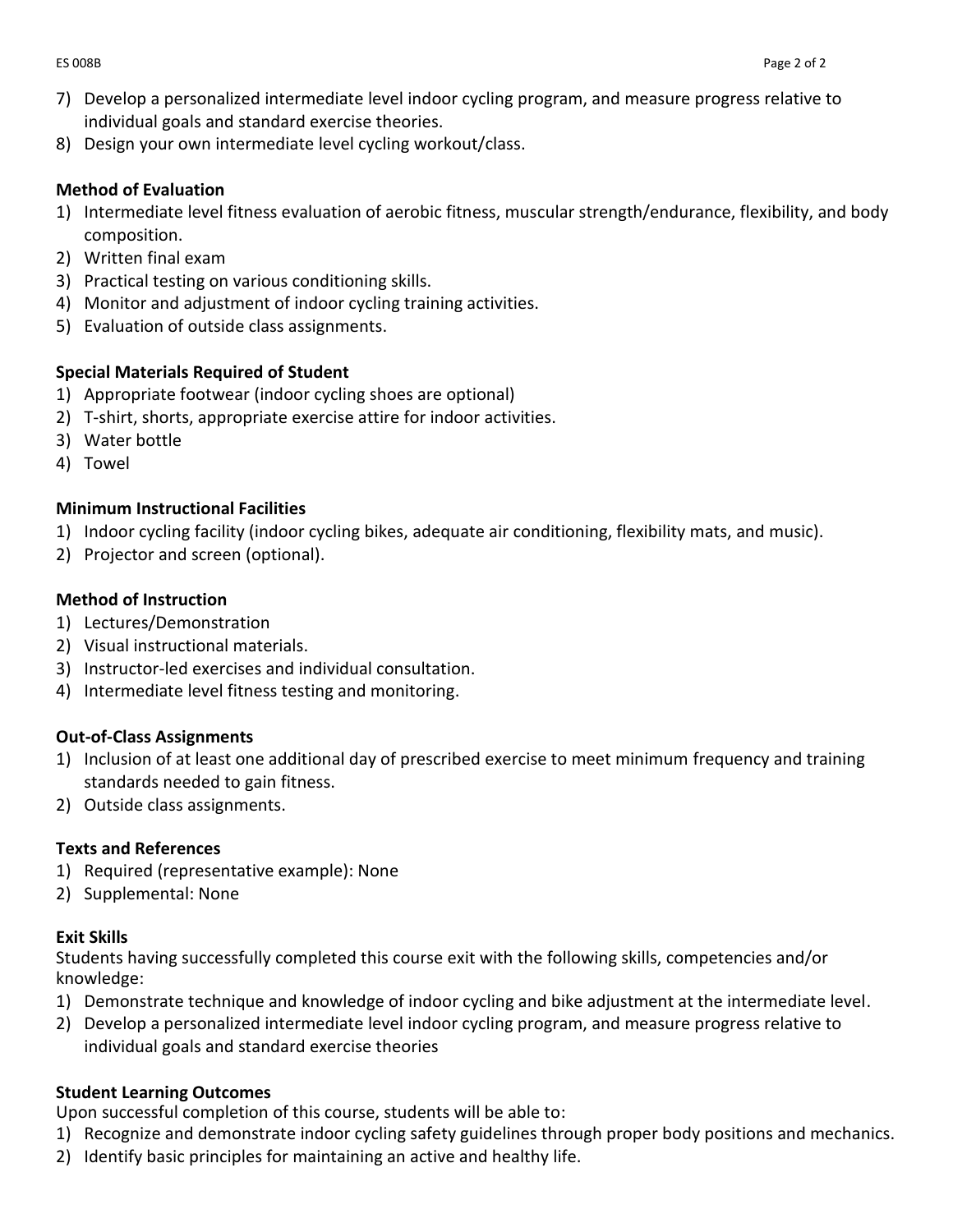7) Develop a personalized intermediate level indoor cycling program, and measure progress relative to individual goals and standard exercise theories.
8) Design your own intermediate level cycling workout/class.

**Method of Evaluation**
1) Intermediate level fitness evaluation of aerobic fitness, muscular strength/endurance, flexibility, and body composition.
2) Written final exam
3) Practical testing on various conditioning skills.
4) Monitor and adjustment of indoor cycling training activities.
5) Evaluation of outside class assignments.

**Special Materials Required of Student**
1) Appropriate footwear (indoor cycling shoes are optional)
2) T-shirt, shorts, appropriate exercise attire for indoor activities.
3) Water bottle
4) Towel

**Minimum Instructional Facilities**
1) Indoor cycling facility (indoor cycling bikes, adequate air conditioning, flexibility mats, and music).
2) Projector and screen (optional).

**Method of Instruction**
1) Lectures/Demonstration
2) Visual instructional materials.
3) Instructor-led exercises and individual consultation.
4) Intermediate level fitness testing and monitoring.

**Out-of-Class Assignments**
1) Inclusion of at least one additional day of prescribed exercise to meet minimum frequency and training standards needed to gain fitness.
2) Outside class assignments.

**Texts and References**
1) Required (representative example): None
2) Supplemental: None

**Exit Skills**
Students having successfully completed this course exit with the following skills, competencies and/or knowledge:
1) Demonstrate technique and knowledge of indoor cycling and bike adjustment at the intermediate level.
2) Develop a personalized intermediate level indoor cycling program, and measure progress relative to individual goals and standard exercise theories

**Student Learning Outcomes**
Upon successful completion of this course, students will be able to:
1) Recognize and demonstrate indoor cycling safety guidelines through proper body positions and mechanics.
2) Identify basic principles for maintaining an active and healthy life.